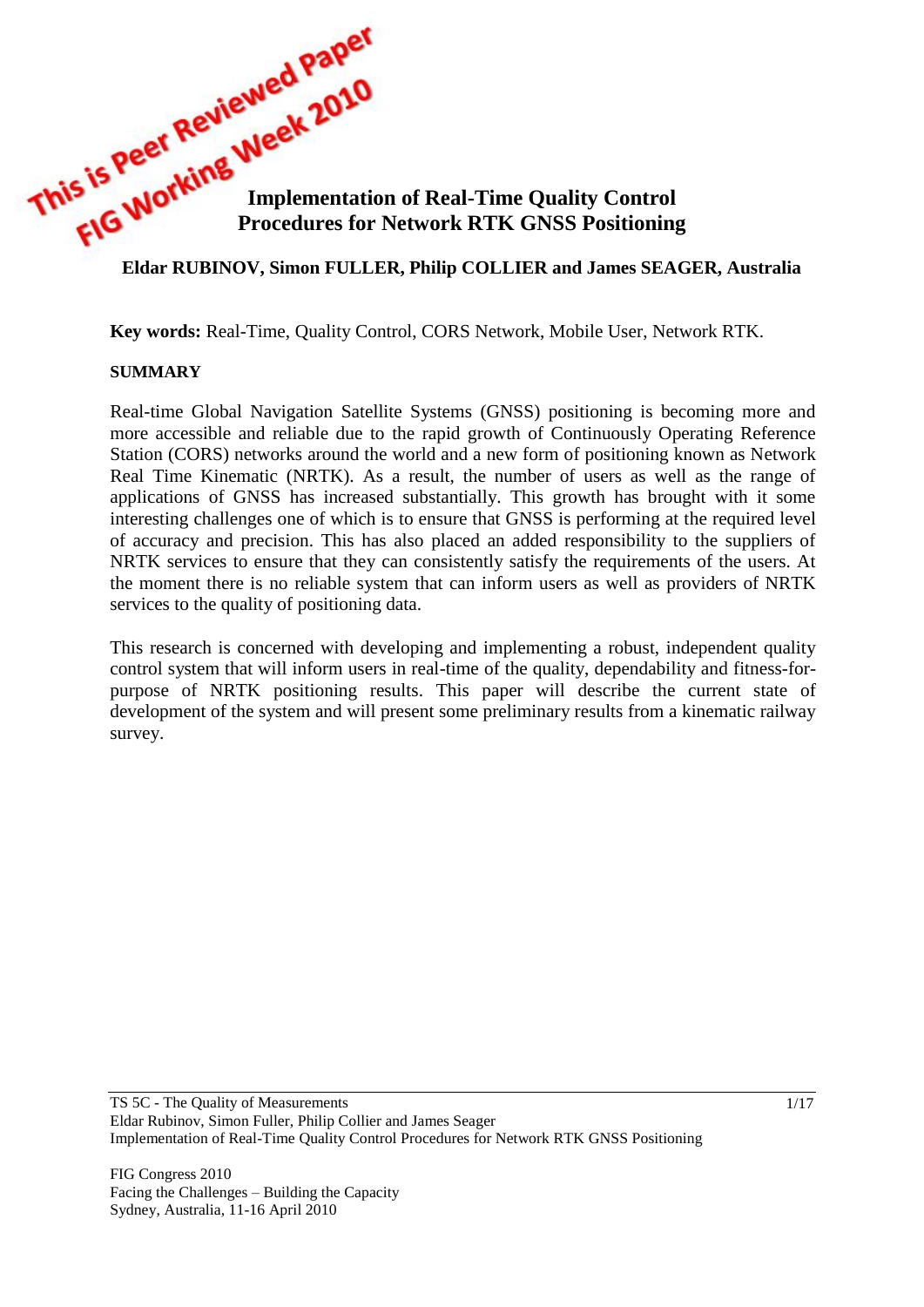This is Peer Reviewed Paper
FIG Working Week 2010

# Implementation of Real-Time Quality Control Procedures for Network RTK GNSS Positioning

**Eldar RUBINOV, Simon FULLER, Philip COLLIER and James SEAGER, Australia**

**Key words:** Real-Time, Quality Control, CORS Network, Mobile User, Network RTK.

## SUMMARY

Real-time Global Navigation Satellite Systems (GNSS) positioning is becoming more and more accessible and reliable due to the rapid growth of Continuously Operating Reference Station (CORS) networks around the world and a new form of positioning known as Network Real Time Kinematic (NRTK). As a result, the number of users as well as the range of applications of GNSS has increased substantially. This growth has brought with it some interesting challenges one of which is to ensure that GNSS is performing at the required level of accuracy and precision. This has also placed an added responsibility to the suppliers of NRTK services to ensure that they can consistently satisfy the requirements of the users. At the moment there is no reliable system that can inform users as well as providers of NRTK services to the quality of positioning data.

This research is concerned with developing and implementing a robust, independent quality control system that will inform users in real-time of the quality, dependability and fitness-for-purpose of NRTK positioning results. This paper will describe the current state of development of the system and will present some preliminary results from a kinematic railway survey.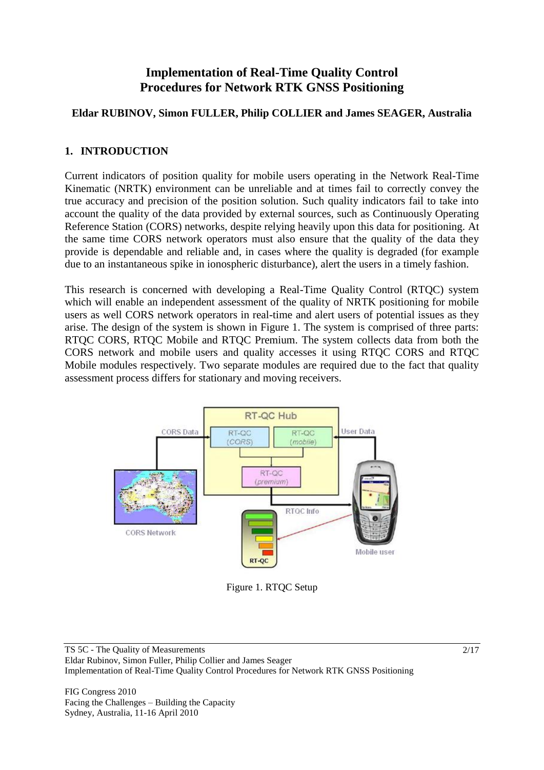# Implementation of Real-Time Quality Control Procedures for Network RTK GNSS Positioning

**Eldar RUBINOV, Simon FULLER, Philip COLLIER and James SEAGER, Australia**

## 1. INTRODUCTION

Current indicators of position quality for mobile users operating in the Network Real-Time Kinematic (NRTK) environment can be unreliable and at times fail to correctly convey the true accuracy and precision of the position solution. Such quality indicators fail to take into account the quality of the data provided by external sources, such as Continuously Operating Reference Station (CORS) networks, despite relying heavily upon this data for positioning. At the same time CORS network operators must also ensure that the quality of the data they provide is dependable and reliable and, in cases where the quality is degraded (for example due to an instantaneous spike in ionospheric disturbance), alert the users in a timely fashion.

This research is concerned with developing a Real-Time Quality Control (RTQC) system which will enable an independent assessment of the quality of NRTK positioning for mobile users as well CORS network operators in real-time and alert users of potential issues as they arise. The design of the system is shown in Figure 1. The system is comprised of three parts: RTQC CORS, RTQC Mobile and RTQC Premium. The system collects data from both the CORS network and mobile users and quality accesses it using RTQC CORS and RTQC Mobile modules respectively. Two separate modules are required due to the fact that quality assessment process differs for stationary and moving receivers.

Figure 1. RTQC Setup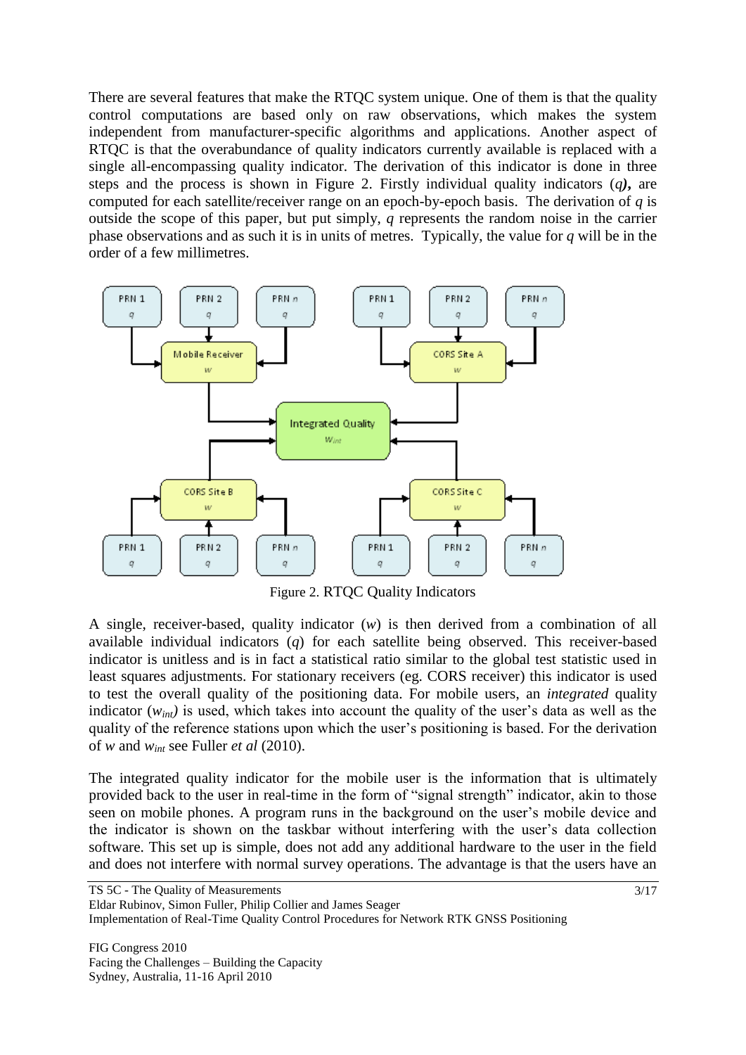There are several features that make the RTQC system unique. One of them is that the quality control computations are based only on raw observations, which makes the system independent from manufacturer-specific algorithms and applications. Another aspect of RTQC is that the overabundance of quality indicators currently available is replaced with a single all-encompassing quality indicator. The derivation of this indicator is done in three steps and the process is shown in Figure 2. Firstly individual quality indicators (*q*), are computed for each satellite/receiver range on an epoch-by-epoch basis. The derivation of *q* is outside the scope of this paper, but put simply, *q* represents the random noise in the carrier phase observations and as such it is in units of metres. Typically, the value for *q* will be in the order of a few millimetres.

Figure 2. RTQC Quality Indicators

A single, receiver-based, quality indicator (*w*) is then derived from a combination of all available individual indicators (*q*) for each satellite being observed. This receiver-based indicator is unitless and is in fact a statistical ratio similar to the global test statistic used in least squares adjustments. For stationary receivers (eg. CORS receiver) this indicator is used to test the overall quality of the positioning data. For mobile users, an *integrated* quality indicator ($w_{int}$) is used, which takes into account the quality of the user's data as well as the quality of the reference stations upon which the user's positioning is based. For the derivation of *w* and $w_{int}$ see Fuller *et al* (2010).

The integrated quality indicator for the mobile user is the information that is ultimately provided back to the user in real-time in the form of "signal strength" indicator, akin to those seen on mobile phones. A program runs in the background on the user's mobile device and the indicator is shown on the taskbar without interfering with the user's data collection software. This set up is simple, does not add any additional hardware to the user in the field and does not interfere with normal survey operations. The advantage is that the users have an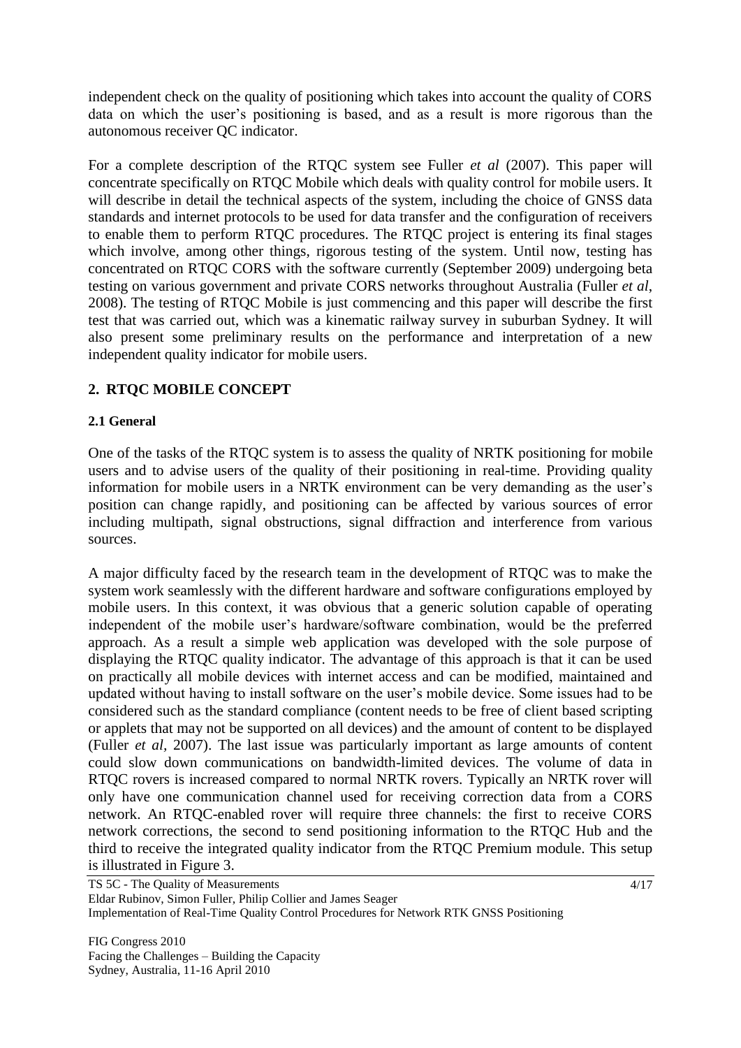independent check on the quality of positioning which takes into account the quality of CORS data on which the user's positioning is based, and as a result is more rigorous than the autonomous receiver QC indicator.

For a complete description of the RTQC system see Fuller *et al* (2007). This paper will concentrate specifically on RTQC Mobile which deals with quality control for mobile users. It will describe in detail the technical aspects of the system, including the choice of GNSS data standards and internet protocols to be used for data transfer and the configuration of receivers to enable them to perform RTQC procedures. The RTQC project is entering its final stages which involve, among other things, rigorous testing of the system. Until now, testing has concentrated on RTQC CORS with the software currently (September 2009) undergoing beta testing on various government and private CORS networks throughout Australia (Fuller *et al*, 2008). The testing of RTQC Mobile is just commencing and this paper will describe the first test that was carried out, which was a kinematic railway survey in suburban Sydney. It will also present some preliminary results on the performance and interpretation of a new independent quality indicator for mobile users.

## 2. RTQC MOBILE CONCEPT

### 2.1 General

One of the tasks of the RTQC system is to assess the quality of NRTK positioning for mobile users and to advise users of the quality of their positioning in real-time. Providing quality information for mobile users in a NRTK environment can be very demanding as the user's position can change rapidly, and positioning can be affected by various sources of error including multipath, signal obstructions, signal diffraction and interference from various sources.

A major difficulty faced by the research team in the development of RTQC was to make the system work seamlessly with the different hardware and software configurations employed by mobile users. In this context, it was obvious that a generic solution capable of operating independent of the mobile user's hardware/software combination, would be the preferred approach. As a result a simple web application was developed with the sole purpose of displaying the RTQC quality indicator. The advantage of this approach is that it can be used on practically all mobile devices with internet access and can be modified, maintained and updated without having to install software on the user's mobile device. Some issues had to be considered such as the standard compliance (content needs to be free of client based scripting or applets that may not be supported on all devices) and the amount of content to be displayed (Fuller *et al*, 2007). The last issue was particularly important as large amounts of content could slow down communications on bandwidth-limited devices. The volume of data in RTQC rovers is increased compared to normal NRTK rovers. Typically an NRTK rover will only have one communication channel used for receiving correction data from a CORS network. An RTQC-enabled rover will require three channels: the first to receive CORS network corrections, the second to send positioning information to the RTQC Hub and the third to receive the integrated quality indicator from the RTQC Premium module. This setup is illustrated in Figure 3.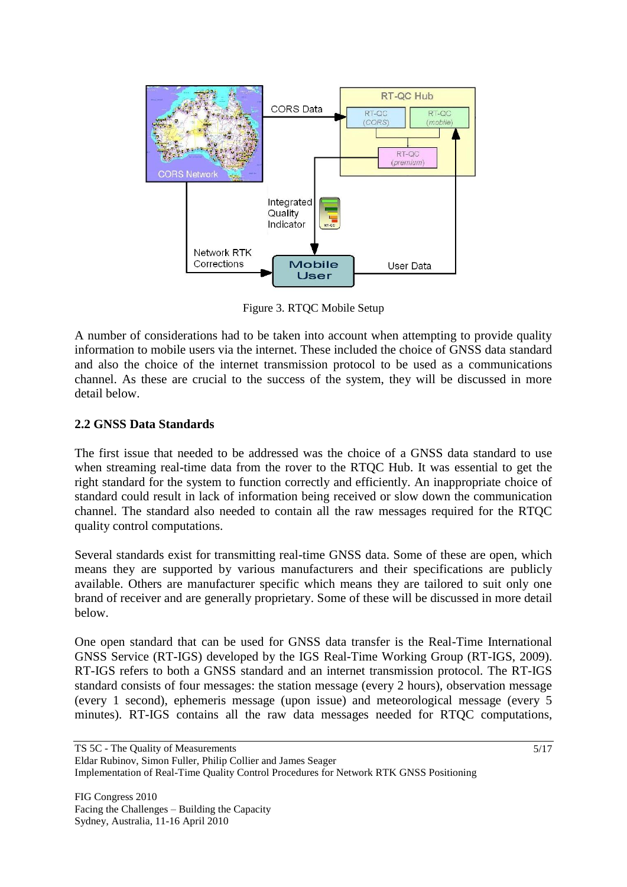Figure 3. RTQC Mobile Setup

A number of considerations had to be taken into account when attempting to provide quality information to mobile users via the internet. These included the choice of GNSS data standard and also the choice of the internet transmission protocol to be used as a communications channel. As these are crucial to the success of the system, they will be discussed in more detail below.

## 2.2 GNSS Data Standards

The first issue that needed to be addressed was the choice of a GNSS data standard to use when streaming real-time data from the rover to the RTQC Hub. It was essential to get the right standard for the system to function correctly and efficiently. An inappropriate choice of standard could result in lack of information being received or slow down the communication channel. The standard also needed to contain all the raw messages required for the RTQC quality control computations.

Several standards exist for transmitting real-time GNSS data. Some of these are open, which means they are supported by various manufacturers and their specifications are publicly available. Others are manufacturer specific which means they are tailored to suit only one brand of receiver and are generally proprietary. Some of these will be discussed in more detail below.

One open standard that can be used for GNSS data transfer is the Real-Time International GNSS Service (RT-IGS) developed by the IGS Real-Time Working Group (RT-IGS, 2009). RT-IGS refers to both a GNSS standard and an internet transmission protocol. The RT-IGS standard consists of four messages: the station message (every 2 hours), observation message (every 1 second), ephemeris message (upon issue) and meteorological message (every 5 minutes). RT-IGS contains all the raw data messages needed for RTQC computations,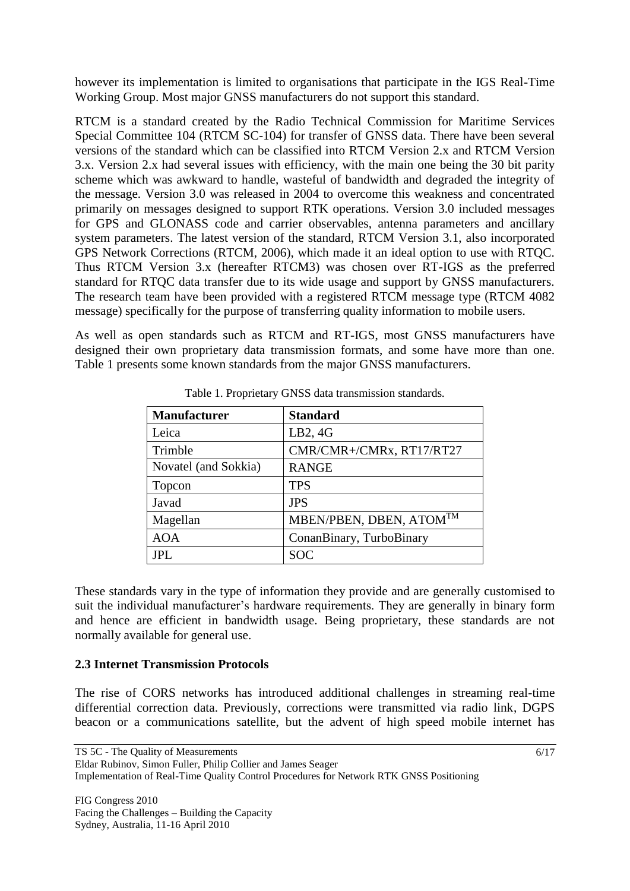however its implementation is limited to organisations that participate in the IGS Real-Time Working Group. Most major GNSS manufacturers do not support this standard.

RTCM is a standard created by the Radio Technical Commission for Maritime Services Special Committee 104 (RTCM SC-104) for transfer of GNSS data. There have been several versions of the standard which can be classified into RTCM Version 2.x and RTCM Version 3.x. Version 2.x had several issues with efficiency, with the main one being the 30 bit parity scheme which was awkward to handle, wasteful of bandwidth and degraded the integrity of the message. Version 3.0 was released in 2004 to overcome this weakness and concentrated primarily on messages designed to support RTK operations. Version 3.0 included messages for GPS and GLONASS code and carrier observables, antenna parameters and ancillary system parameters. The latest version of the standard, RTCM Version 3.1, also incorporated GPS Network Corrections (RTCM, 2006), which made it an ideal option to use with RTQC. Thus RTCM Version 3.x (hereafter RTCM3) was chosen over RT-IGS as the preferred standard for RTQC data transfer due to its wide usage and support by GNSS manufacturers. The research team have been provided with a registered RTCM message type (RTCM 4082 message) specifically for the purpose of transferring quality information to mobile users.

As well as open standards such as RTCM and RT-IGS, most GNSS manufacturers have designed their own proprietary data transmission formats, and some have more than one. Table 1 presents some known standards from the major GNSS manufacturers.

Table 1. Proprietary GNSS data transmission standards.

| Manufacturer | Standard |
|---|---|
| Leica | LB2, 4G |
| Trimble | CMR/CMR+/CMRx, RT17/RT27 |
| Novatel (and Sokkia) | RANGE |
| Topcon | TPS |
| Javad | JPS |
| Magellan | MBEN/PBEN, DBEN, ATOM™ |
| AOA | ConanBinary, TurboBinary |
| JPL | SOC |

These standards vary in the type of information they provide and are generally customised to suit the individual manufacturer's hardware requirements. They are generally in binary form and hence are efficient in bandwidth usage. Being proprietary, these standards are not normally available for general use.

### 2.3 Internet Transmission Protocols

The rise of CORS networks has introduced additional challenges in streaming real-time differential correction data. Previously, corrections were transmitted via radio link, DGPS beacon or a communications satellite, but the advent of high speed mobile internet has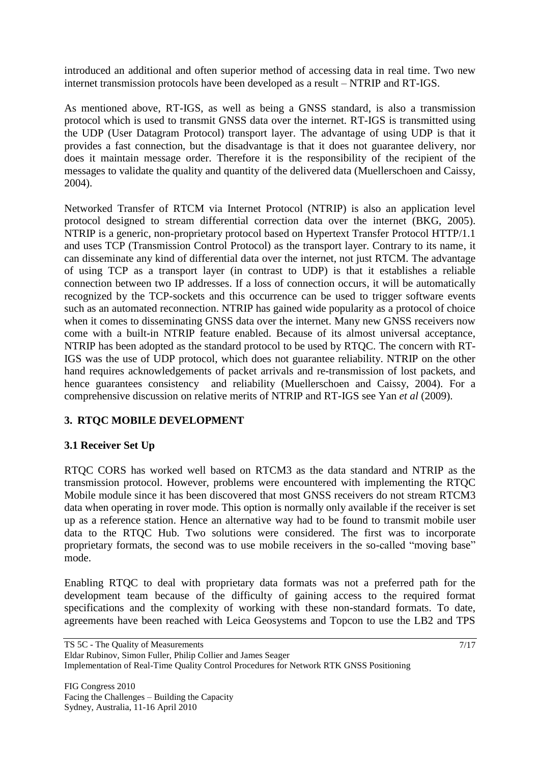introduced an additional and often superior method of accessing data in real time. Two new internet transmission protocols have been developed as a result – NTRIP and RT-IGS.

As mentioned above, RT-IGS, as well as being a GNSS standard, is also a transmission protocol which is used to transmit GNSS data over the internet. RT-IGS is transmitted using the UDP (User Datagram Protocol) transport layer. The advantage of using UDP is that it provides a fast connection, but the disadvantage is that it does not guarantee delivery, nor does it maintain message order. Therefore it is the responsibility of the recipient of the messages to validate the quality and quantity of the delivered data (Muellerschoen and Caissy, 2004).

Networked Transfer of RTCM via Internet Protocol (NTRIP) is also an application level protocol designed to stream differential correction data over the internet (BKG, 2005). NTRIP is a generic, non-proprietary protocol based on Hypertext Transfer Protocol HTTP/1.1 and uses TCP (Transmission Control Protocol) as the transport layer. Contrary to its name, it can disseminate any kind of differential data over the internet, not just RTCM. The advantage of using TCP as a transport layer (in contrast to UDP) is that it establishes a reliable connection between two IP addresses. If a loss of connection occurs, it will be automatically recognized by the TCP-sockets and this occurrence can be used to trigger software events such as an automated reconnection. NTRIP has gained wide popularity as a protocol of choice when it comes to disseminating GNSS data over the internet. Many new GNSS receivers now come with a built-in NTRIP feature enabled. Because of its almost universal acceptance, NTRIP has been adopted as the standard protocol to be used by RTQC. The concern with RT-IGS was the use of UDP protocol, which does not guarantee reliability. NTRIP on the other hand requires acknowledgements of packet arrivals and re-transmission of lost packets, and hence guarantees consistency and reliability (Muellerschoen and Caissy, 2004). For a comprehensive discussion on relative merits of NTRIP and RT-IGS see Yan *et al* (2009).

## 3. RTQC MOBILE DEVELOPMENT

### 3.1 Receiver Set Up

RTQC CORS has worked well based on RTCM3 as the data standard and NTRIP as the transmission protocol. However, problems were encountered with implementing the RTQC Mobile module since it has been discovered that most GNSS receivers do not stream RTCM3 data when operating in rover mode. This option is normally only available if the receiver is set up as a reference station. Hence an alternative way had to be found to transmit mobile user data to the RTQC Hub. Two solutions were considered. The first was to incorporate proprietary formats, the second was to use mobile receivers in the so-called "moving base" mode.

Enabling RTQC to deal with proprietary data formats was not a preferred path for the development team because of the difficulty of gaining access to the required format specifications and the complexity of working with these non-standard formats. To date, agreements have been reached with Leica Geosystems and Topcon to use the LB2 and TPS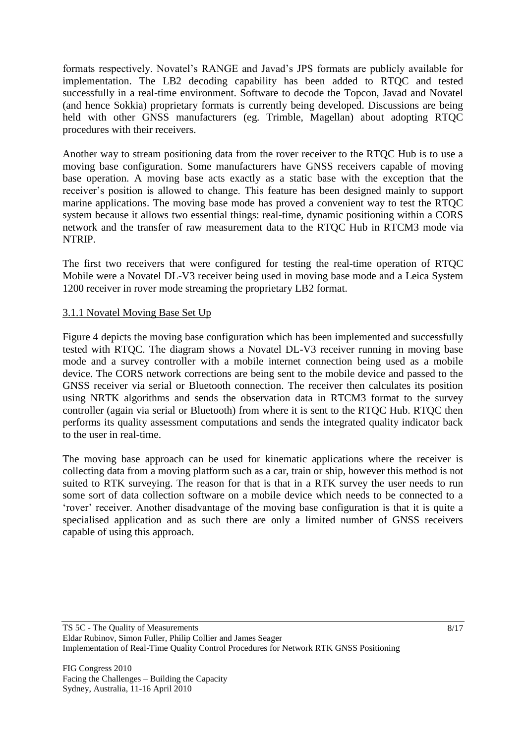formats respectively. Novatel's RANGE and Javad's JPS formats are publicly available for implementation. The LB2 decoding capability has been added to RTQC and tested successfully in a real-time environment. Software to decode the Topcon, Javad and Novatel (and hence Sokkia) proprietary formats is currently being developed. Discussions are being held with other GNSS manufacturers (eg. Trimble, Magellan) about adopting RTQC procedures with their receivers.

Another way to stream positioning data from the rover receiver to the RTQC Hub is to use a moving base configuration. Some manufacturers have GNSS receivers capable of moving base operation. A moving base acts exactly as a static base with the exception that the receiver's position is allowed to change. This feature has been designed mainly to support marine applications. The moving base mode has proved a convenient way to test the RTQC system because it allows two essential things: real-time, dynamic positioning within a CORS network and the transfer of raw measurement data to the RTQC Hub in RTCM3 mode via NTRIP.

The first two receivers that were configured for testing the real-time operation of RTQC Mobile were a Novatel DL-V3 receiver being used in moving base mode and a Leica System 1200 receiver in rover mode streaming the proprietary LB2 format.

### 3.1.1 Novatel Moving Base Set Up

Figure 4 depicts the moving base configuration which has been implemented and successfully tested with RTQC. The diagram shows a Novatel DL-V3 receiver running in moving base mode and a survey controller with a mobile internet connection being used as a mobile device. The CORS network corrections are being sent to the mobile device and passed to the GNSS receiver via serial or Bluetooth connection. The receiver then calculates its position using NRTK algorithms and sends the observation data in RTCM3 format to the survey controller (again via serial or Bluetooth) from where it is sent to the RTQC Hub. RTQC then performs its quality assessment computations and sends the integrated quality indicator back to the user in real-time.

The moving base approach can be used for kinematic applications where the receiver is collecting data from a moving platform such as a car, train or ship, however this method is not suited to RTK surveying. The reason for that is that in a RTK survey the user needs to run some sort of data collection software on a mobile device which needs to be connected to a 'rover' receiver. Another disadvantage of the moving base configuration is that it is quite a specialised application and as such there are only a limited number of GNSS receivers capable of using this approach.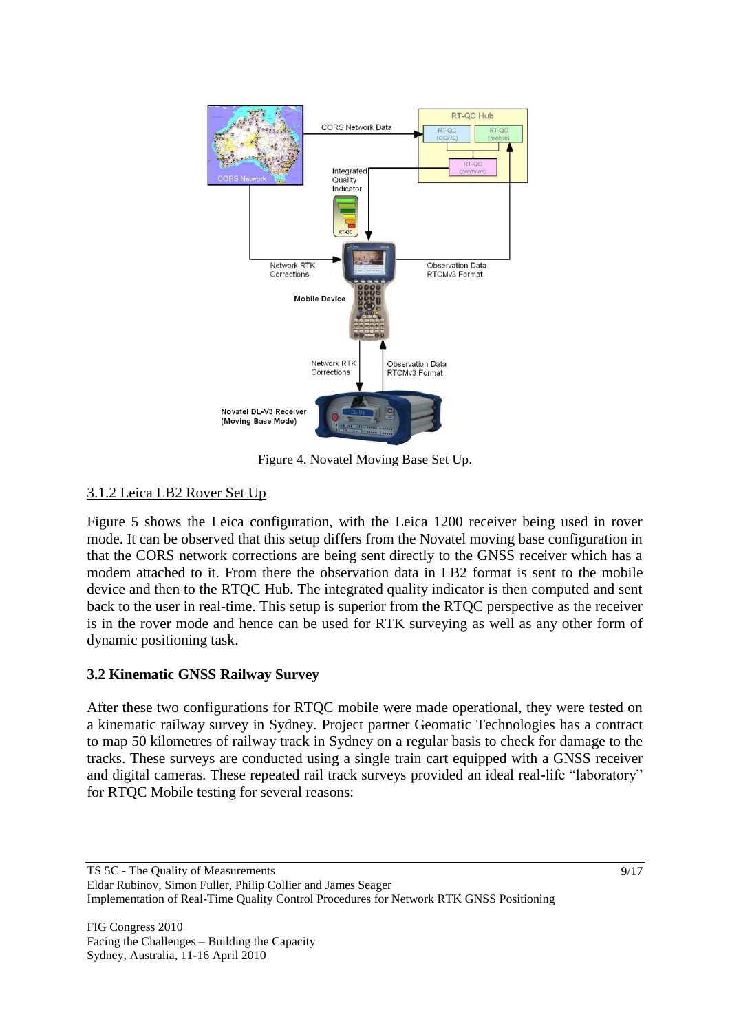Figure 4. Novatel Moving Base Set Up.

### 3.1.2 Leica LB2 Rover Set Up

Figure 5 shows the Leica configuration, with the Leica 1200 receiver being used in rover mode. It can be observed that this setup differs from the Novatel moving base configuration in that the CORS network corrections are being sent directly to the GNSS receiver which has a modem attached to it. From there the observation data in LB2 format is sent to the mobile device and then to the RTQC Hub. The integrated quality indicator is then computed and sent back to the user in real-time. This setup is superior from the RTQC perspective as the receiver is in the rover mode and hence can be used for RTK surveying as well as any other form of dynamic positioning task.

## 3.2 Kinematic GNSS Railway Survey

After these two configurations for RTQC mobile were made operational, they were tested on a kinematic railway survey in Sydney. Project partner Geomatic Technologies has a contract to map 50 kilometres of railway track in Sydney on a regular basis to check for damage to the tracks. These surveys are conducted using a single train cart equipped with a GNSS receiver and digital cameras. These repeated rail track surveys provided an ideal real-life "laboratory" for RTQC Mobile testing for several reasons: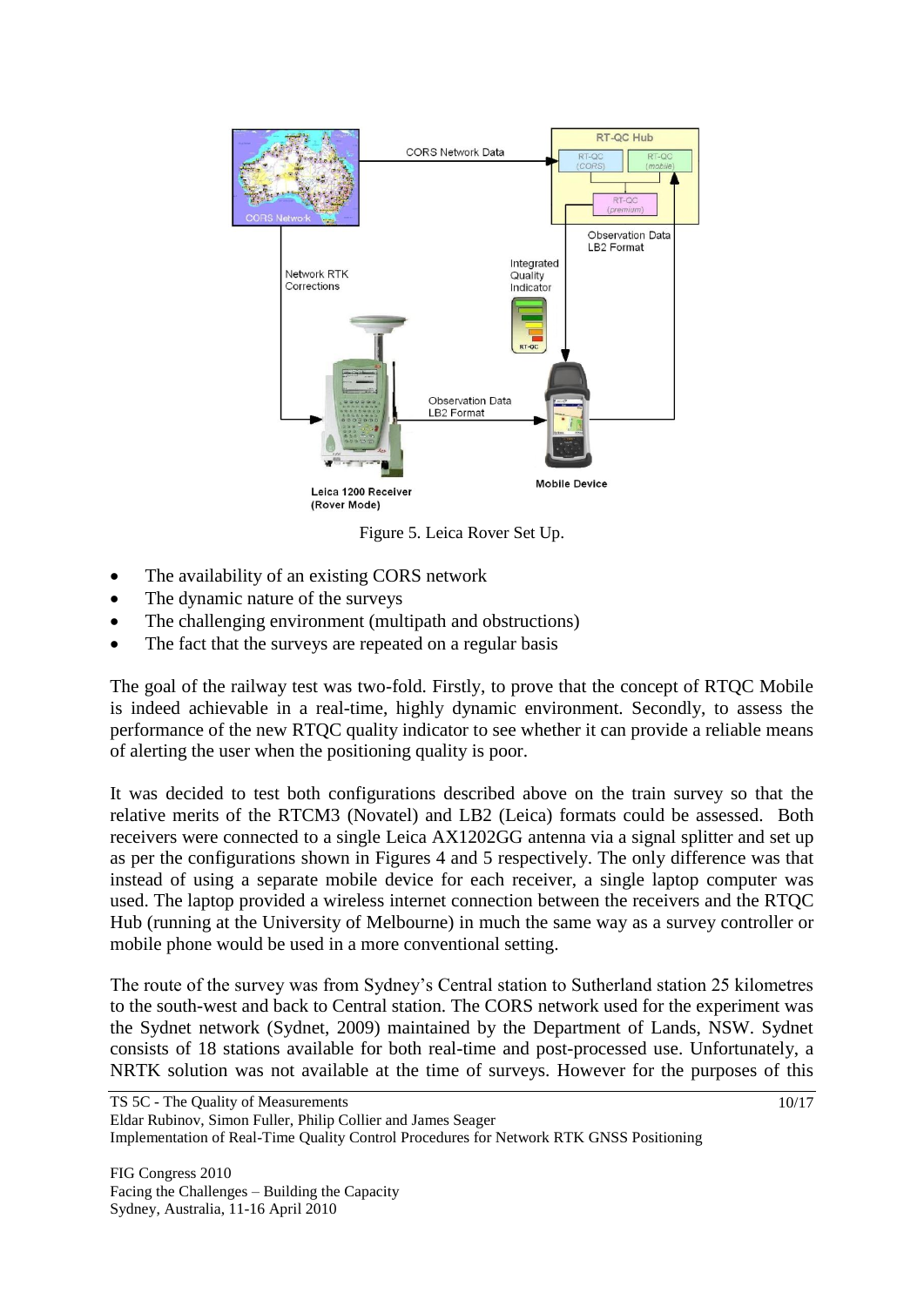Figure 5. Leica Rover Set Up.

- The availability of an existing CORS network
- The dynamic nature of the surveys
- The challenging environment (multipath and obstructions)
- The fact that the surveys are repeated on a regular basis

The goal of the railway test was two-fold. Firstly, to prove that the concept of RTQC Mobile is indeed achievable in a real-time, highly dynamic environment. Secondly, to assess the performance of the new RTQC quality indicator to see whether it can provide a reliable means of alerting the user when the positioning quality is poor.

It was decided to test both configurations described above on the train survey so that the relative merits of the RTCM3 (Novatel) and LB2 (Leica) formats could be assessed. Both receivers were connected to a single Leica AX1202GG antenna via a signal splitter and set up as per the configurations shown in Figures 4 and 5 respectively. The only difference was that instead of using a separate mobile device for each receiver, a single laptop computer was used. The laptop provided a wireless internet connection between the receivers and the RTQC Hub (running at the University of Melbourne) in much the same way as a survey controller or mobile phone would be used in a more conventional setting.

The route of the survey was from Sydney's Central station to Sutherland station 25 kilometres to the south-west and back to Central station. The CORS network used for the experiment was the Sydnet network (Sydnet, 2009) maintained by the Department of Lands, NSW. Sydnet consists of 18 stations available for both real-time and post-processed use. Unfortunately, a NRTK solution was not available at the time of surveys. However for the purposes of this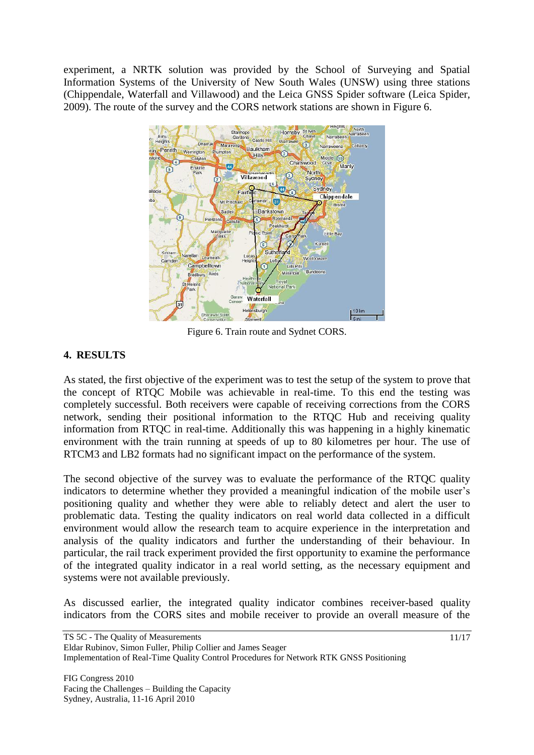experiment, a NRTK solution was provided by the School of Surveying and Spatial Information Systems of the University of New South Wales (UNSW) using three stations (Chippendale, Waterfall and Villawood) and the Leica GNSS Spider software (Leica Spider, 2009). The route of the survey and the CORS network stations are shown in Figure 6.

Figure 6. Train route and Sydnet CORS.

## 4. RESULTS

As stated, the first objective of the experiment was to test the setup of the system to prove that the concept of RTQC Mobile was achievable in real-time. To this end the testing was completely successful. Both receivers were capable of receiving corrections from the CORS network, sending their positional information to the RTQC Hub and receiving quality information from RTQC in real-time. Additionally this was happening in a highly kinematic environment with the train running at speeds of up to 80 kilometres per hour. The use of RTCM3 and LB2 formats had no significant impact on the performance of the system.

The second objective of the survey was to evaluate the performance of the RTQC quality indicators to determine whether they provided a meaningful indication of the mobile user's positioning quality and whether they were able to reliably detect and alert the user to problematic data. Testing the quality indicators on real world data collected in a difficult environment would allow the research team to acquire experience in the interpretation and analysis of the quality indicators and further the understanding of their behaviour. In particular, the rail track experiment provided the first opportunity to examine the performance of the integrated quality indicator in a real world setting, as the necessary equipment and systems were not available previously.

As discussed earlier, the integrated quality indicator combines receiver-based quality indicators from the CORS sites and mobile receiver to provide an overall measure of the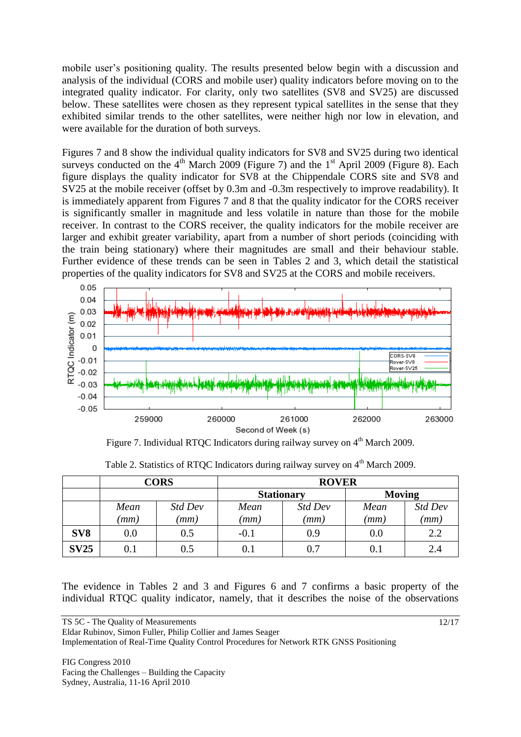mobile user's positioning quality. The results presented below begin with a discussion and analysis of the individual (CORS and mobile user) quality indicators before moving on to the integrated quality indicator. For clarity, only two satellites (SV8 and SV25) are discussed below. These satellites were chosen as they represent typical satellites in the sense that they exhibited similar trends to the other satellites, were neither high nor low in elevation, and were available for the duration of both surveys.

Figures 7 and 8 show the individual quality indicators for SV8 and SV25 during two identical surveys conducted on the 4th March 2009 (Figure 7) and the 1st April 2009 (Figure 8). Each figure displays the quality indicator for SV8 at the Chippendale CORS site and SV8 and SV25 at the mobile receiver (offset by 0.3m and -0.3m respectively to improve readability). It is immediately apparent from Figures 7 and 8 that the quality indicator for the CORS receiver is significantly smaller in magnitude and less volatile in nature than those for the mobile receiver. In contrast to the CORS receiver, the quality indicators for the mobile receiver are larger and exhibit greater variability, apart from a number of short periods (coinciding with the train being stationary) where their magnitudes are small and their behaviour stable. Further evidence of these trends can be seen in Tables 2 and 3, which detail the statistical properties of the quality indicators for SV8 and SV25 at the CORS and mobile receivers.

Figure 7. Individual RTQC Indicators during railway survey on 4th March 2009.

Table 2. Statistics of RTQC Indicators during railway survey on 4th March 2009.

| | CORS | | ROVER | | | |
|---|---|---|---|---|---|---|
| | | | Stationary | | Moving | |
| | *Mean (mm)* | *Std Dev (mm)* | *Mean (mm)* | *Std Dev (mm)* | *Mean (mm)* | *Std Dev (mm)* |
| **SV8** | 0.0 | 0.5 | -0.1 | 0.9 | 0.0 | 2.2 |
| **SV25** | 0.1 | 0.5 | 0.1 | 0.7 | 0.1 | 2.4 |

The evidence in Tables 2 and 3 and Figures 6 and 7 confirms a basic property of the individual RTQC quality indicator, namely, that it describes the noise of the observations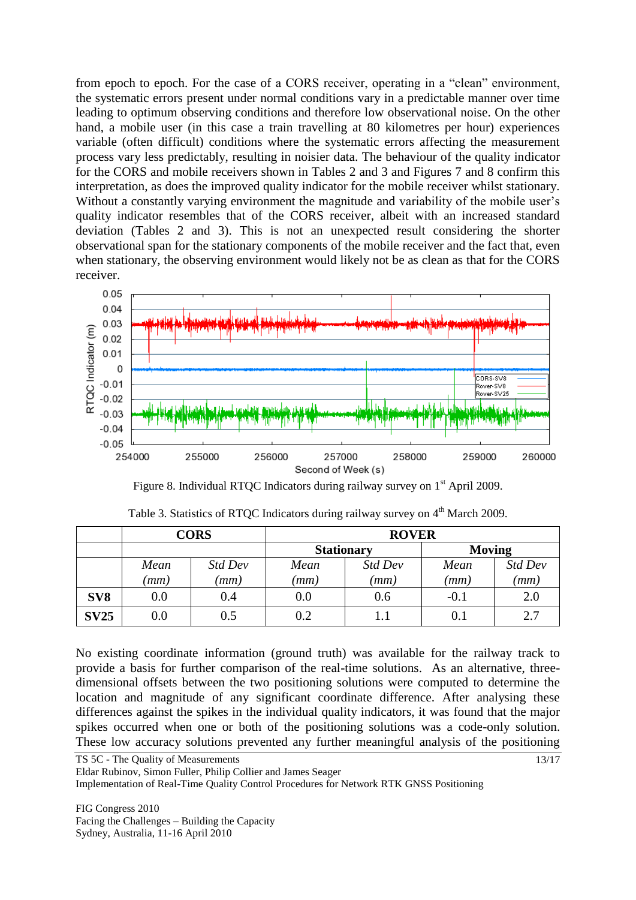from epoch to epoch. For the case of a CORS receiver, operating in a "clean" environment, the systematic errors present under normal conditions vary in a predictable manner over time leading to optimum observing conditions and therefore low observational noise. On the other hand, a mobile user (in this case a train travelling at 80 kilometres per hour) experiences variable (often difficult) conditions where the systematic errors affecting the measurement process vary less predictably, resulting in noisier data. The behaviour of the quality indicator for the CORS and mobile receivers shown in Tables 2 and 3 and Figures 7 and 8 confirm this interpretation, as does the improved quality indicator for the mobile receiver whilst stationary. Without a constantly varying environment the magnitude and variability of the mobile user's quality indicator resembles that of the CORS receiver, albeit with an increased standard deviation (Tables 2 and 3). This is not an unexpected result considering the shorter observational span for the stationary components of the mobile receiver and the fact that, even when stationary, the observing environment would likely not be as clean as that for the CORS receiver.

Figure 8. Individual RTQC Indicators during railway survey on 1[st] April 2009.

Table 3. Statistics of RTQC Indicators during railway survey on 4[th] March 2009.

| | CORS | | ROVER | | | |
|---|---|---|---|---|---|---|
| | | | Stationary | | Moving | |
| | *Mean (mm)* | *Std Dev (mm)* | *Mean (mm)* | *Std Dev (mm)* | *Mean (mm)* | *Std Dev (mm)* |
| **SV8** | 0.0 | 0.4 | 0.0 | 0.6 | -0.1 | 2.0 |
| **SV25** | 0.0 | 0.5 | 0.2 | 1.1 | 0.1 | 2.7 |

No existing coordinate information (ground truth) was available for the railway track to provide a basis for further comparison of the real-time solutions. As an alternative, three-dimensional offsets between the two positioning solutions were computed to determine the location and magnitude of any significant coordinate difference. After analysing these differences against the spikes in the individual quality indicators, it was found that the major spikes occurred when one or both of the positioning solutions was a code-only solution. These low accuracy solutions prevented any further meaningful analysis of the positioning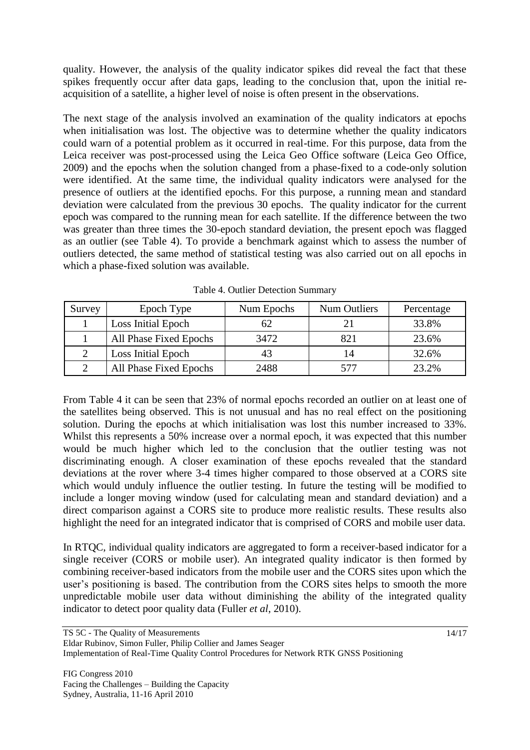quality. However, the analysis of the quality indicator spikes did reveal the fact that these spikes frequently occur after data gaps, leading to the conclusion that, upon the initial re-acquisition of a satellite, a higher level of noise is often present in the observations.

The next stage of the analysis involved an examination of the quality indicators at epochs when initialisation was lost. The objective was to determine whether the quality indicators could warn of a potential problem as it occurred in real-time. For this purpose, data from the Leica receiver was post-processed using the Leica Geo Office software (Leica Geo Office, 2009) and the epochs when the solution changed from a phase-fixed to a code-only solution were identified. At the same time, the individual quality indicators were analysed for the presence of outliers at the identified epochs. For this purpose, a running mean and standard deviation were calculated from the previous 30 epochs. The quality indicator for the current epoch was compared to the running mean for each satellite. If the difference between the two was greater than three times the 30-epoch standard deviation, the present epoch was flagged as an outlier (see Table 4). To provide a benchmark against which to assess the number of outliers detected, the same method of statistical testing was also carried out on all epochs in which a phase-fixed solution was available.

Table 4. Outlier Detection Summary

| Survey | Epoch Type | Num Epochs | Num Outliers | Percentage |
|---|---|---|---|---|
| 1 | Loss Initial Epoch | 62 | 21 | 33.8% |
| 1 | All Phase Fixed Epochs | 3472 | 821 | 23.6% |
| 2 | Loss Initial Epoch | 43 | 14 | 32.6% |
| 2 | All Phase Fixed Epochs | 2488 | 577 | 23.2% |

From Table 4 it can be seen that 23% of normal epochs recorded an outlier on at least one of the satellites being observed. This is not unusual and has no real effect on the positioning solution. During the epochs at which initialisation was lost this number increased to 33%. Whilst this represents a 50% increase over a normal epoch, it was expected that this number would be much higher which led to the conclusion that the outlier testing was not discriminating enough. A closer examination of these epochs revealed that the standard deviations at the rover where 3-4 times higher compared to those observed at a CORS site which would unduly influence the outlier testing. In future the testing will be modified to include a longer moving window (used for calculating mean and standard deviation) and a direct comparison against a CORS site to produce more realistic results. These results also highlight the need for an integrated indicator that is comprised of CORS and mobile user data.

In RTQC, individual quality indicators are aggregated to form a receiver-based indicator for a single receiver (CORS or mobile user). An integrated quality indicator is then formed by combining receiver-based indicators from the mobile user and the CORS sites upon which the user's positioning is based. The contribution from the CORS sites helps to smooth the more unpredictable mobile user data without diminishing the ability of the integrated quality indicator to detect poor quality data (Fuller *et al*, 2010).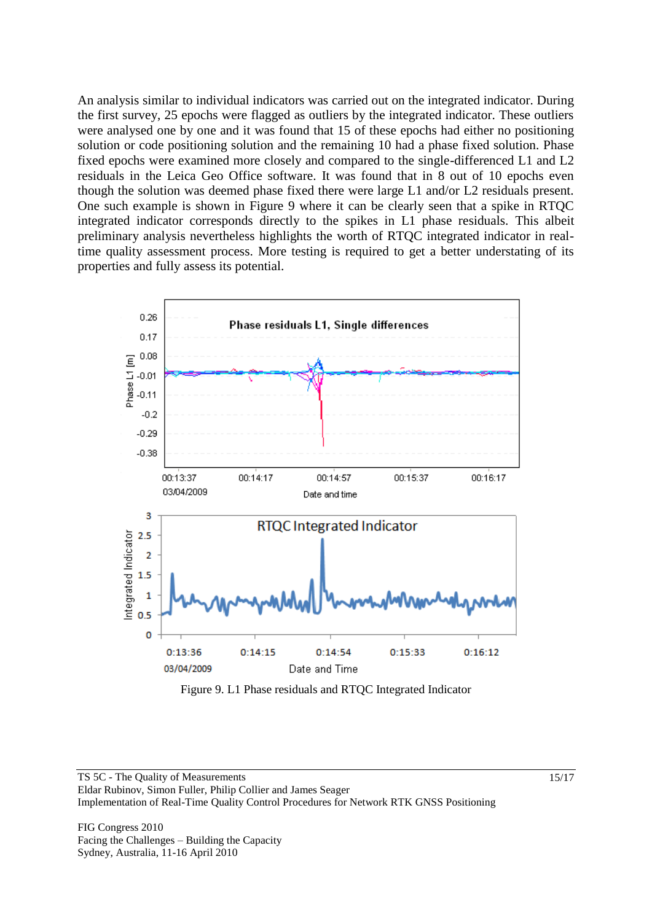An analysis similar to individual indicators was carried out on the integrated indicator. During the first survey, 25 epochs were flagged as outliers by the integrated indicator. These outliers were analysed one by one and it was found that 15 of these epochs had either no positioning solution or code positioning solution and the remaining 10 had a phase fixed solution. Phase fixed epochs were examined more closely and compared to the single-differenced L1 and L2 residuals in the Leica Geo Office software. It was found that in 8 out of 10 epochs even though the solution was deemed phase fixed there were large L1 and/or L2 residuals present. One such example is shown in Figure 9 where it can be clearly seen that a spike in RTQC integrated indicator corresponds directly to the spikes in L1 phase residuals. This albeit preliminary analysis nevertheless highlights the worth of RTQC integrated indicator in real-time quality assessment process. More testing is required to get a better understating of its properties and fully assess its potential.

Figure 9. L1 Phase residuals and RTQC Integrated Indicator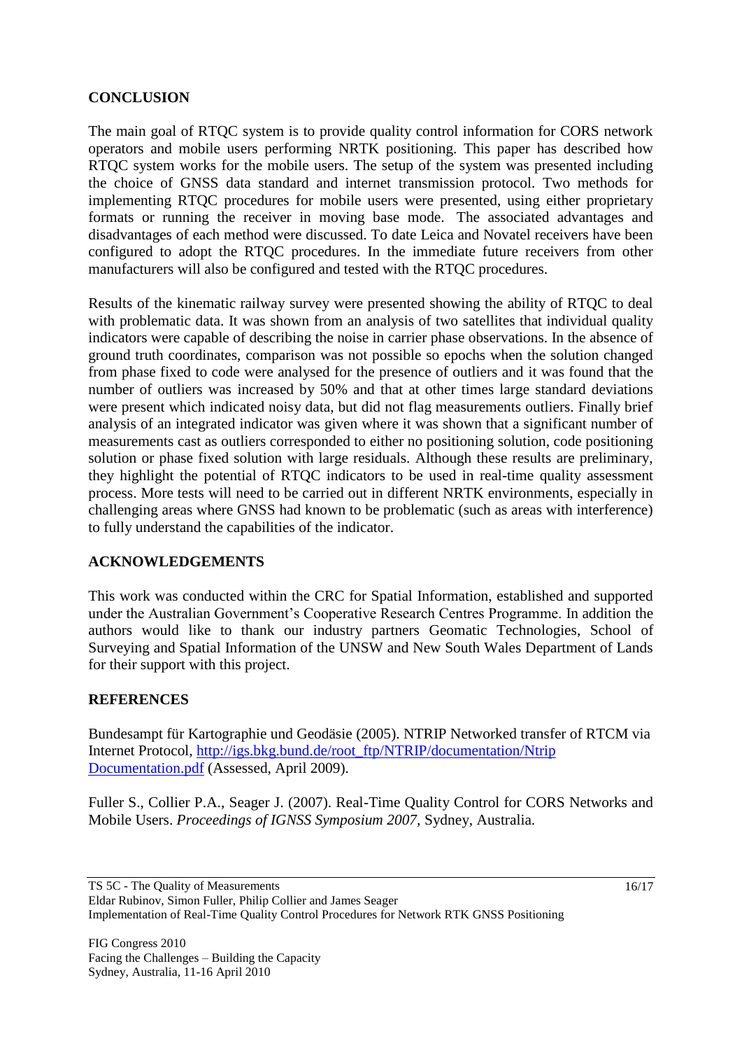## CONCLUSION

The main goal of RTQC system is to provide quality control information for CORS network operators and mobile users performing NRTK positioning. This paper has described how RTQC system works for the mobile users. The setup of the system was presented including the choice of GNSS data standard and internet transmission protocol. Two methods for implementing RTQC procedures for mobile users were presented, using either proprietary formats or running the receiver in moving base mode. The associated advantages and disadvantages of each method were discussed. To date Leica and Novatel receivers have been configured to adopt the RTQC procedures. In the immediate future receivers from other manufacturers will also be configured and tested with the RTQC procedures.

Results of the kinematic railway survey were presented showing the ability of RTQC to deal with problematic data. It was shown from an analysis of two satellites that individual quality indicators were capable of describing the noise in carrier phase observations. In the absence of ground truth coordinates, comparison was not possible so epochs when the solution changed from phase fixed to code were analysed for the presence of outliers and it was found that the number of outliers was increased by 50% and that at other times large standard deviations were present which indicated noisy data, but did not flag measurements outliers. Finally brief analysis of an integrated indicator was given where it was shown that a significant number of measurements cast as outliers corresponded to either no positioning solution, code positioning solution or phase fixed solution with large residuals. Although these results are preliminary, they highlight the potential of RTQC indicators to be used in real-time quality assessment process. More tests will need to be carried out in different NRTK environments, especially in challenging areas where GNSS had known to be problematic (such as areas with interference) to fully understand the capabilities of the indicator.

## ACKNOWLEDGEMENTS

This work was conducted within the CRC for Spatial Information, established and supported under the Australian Government's Cooperative Research Centres Programme. In addition the authors would like to thank our industry partners Geomatic Technologies, School of Surveying and Spatial Information of the UNSW and New South Wales Department of Lands for their support with this project.

## REFERENCES

Bundesampt für Kartographie und Geodäsie (2005). NTRIP Networked transfer of RTCM via Internet Protocol, [http://igs.bkg.bund.de/root_ftp/NTRIP/documentation/Ntrip Documentation.pdf](http://igs.bkg.bund.de/root_ftp/NTRIP/documentation/NtripDocumentation.pdf) (Assessed, April 2009).

Fuller S., Collier P.A., Seager J. (2007). Real-Time Quality Control for CORS Networks and Mobile Users. *Proceedings of IGNSS Symposium 2007*, Sydney, Australia.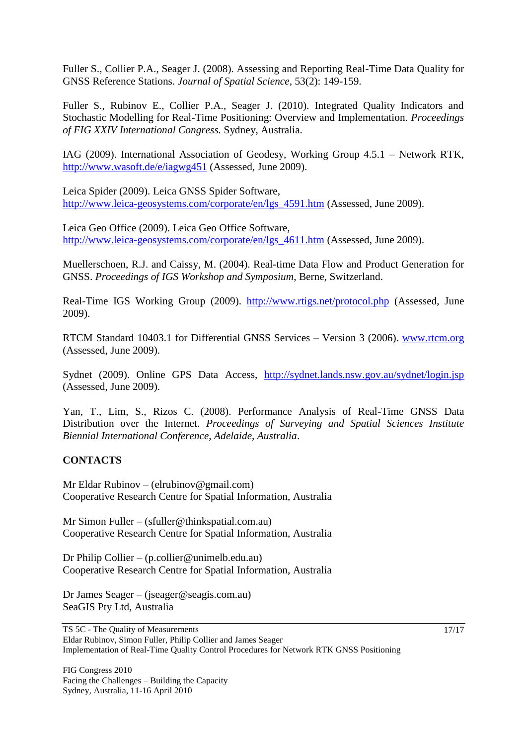Fuller S., Collier P.A., Seager J. (2008). Assessing and Reporting Real-Time Data Quality for GNSS Reference Stations. *Journal of Spatial Science*, 53(2): 149-159.

Fuller S., Rubinov E., Collier P.A., Seager J. (2010). Integrated Quality Indicators and Stochastic Modelling for Real-Time Positioning: Overview and Implementation. *Proceedings of FIG XXIV International Congress.* Sydney, Australia.

IAG (2009). International Association of Geodesy, Working Group 4.5.1 – Network RTK, http://www.wasoft.de/e/iagwg451 (Assessed, June 2009).

Leica Spider (2009). Leica GNSS Spider Software, http://www.leica-geosystems.com/corporate/en/lgs_4591.htm (Assessed, June 2009).

Leica Geo Office (2009). Leica Geo Office Software, http://www.leica-geosystems.com/corporate/en/lgs_4611.htm (Assessed, June 2009).

Muellerschoen, R.J. and Caissy, M. (2004). Real-time Data Flow and Product Generation for GNSS. *Proceedings of IGS Workshop and Symposium*, Berne, Switzerland.

Real-Time IGS Working Group (2009). http://www.rtigs.net/protocol.php (Assessed, June 2009).

RTCM Standard 10403.1 for Differential GNSS Services – Version 3 (2006). www.rtcm.org (Assessed, June 2009).

Sydnet (2009). Online GPS Data Access, http://sydnet.lands.nsw.gov.au/sydnet/login.jsp (Assessed, June 2009).

Yan, T., Lim, S., Rizos C. (2008). Performance Analysis of Real-Time GNSS Data Distribution over the Internet. *Proceedings of Surveying and Spatial Sciences Institute Biennial International Conference, Adelaide, Australia*.

## CONTACTS

Mr Eldar Rubinov – (elrubinov@gmail.com)
Cooperative Research Centre for Spatial Information, Australia

Mr Simon Fuller – (sfuller@thinkspatial.com.au)
Cooperative Research Centre for Spatial Information, Australia

Dr Philip Collier – (p.collier@unimelb.edu.au)
Cooperative Research Centre for Spatial Information, Australia

Dr James Seager – (jseager@seagis.com.au)
SeaGIS Pty Ltd, Australia